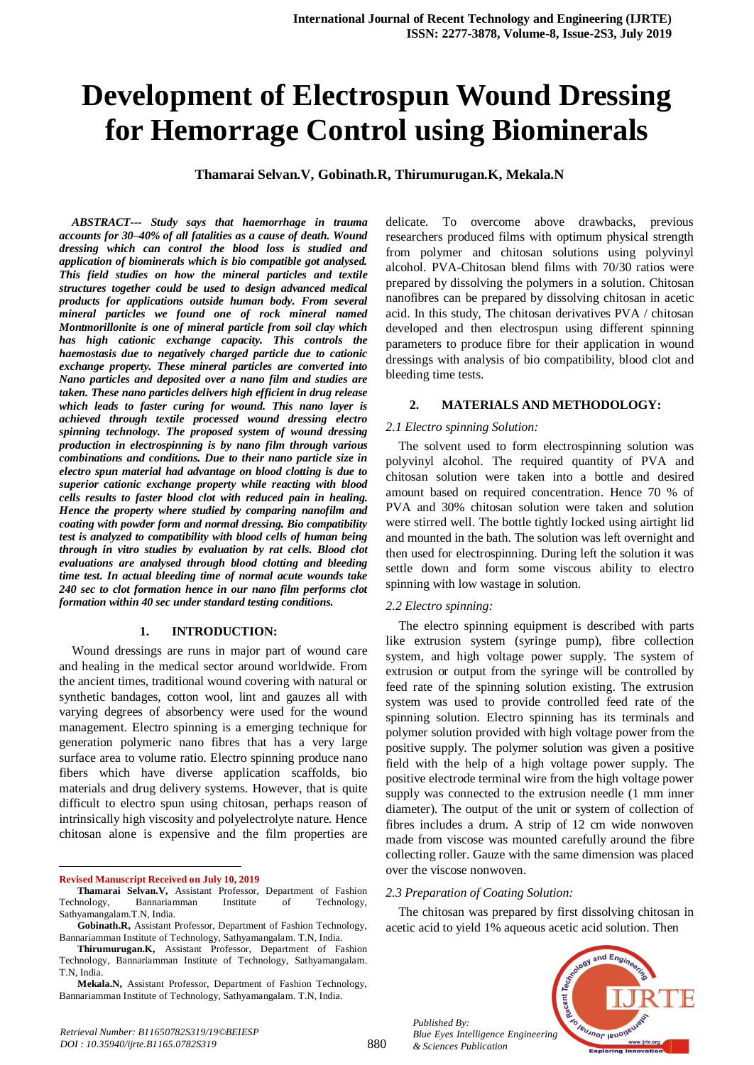# Development of Electrospun Wound Dressing for Hemorrage Control using Biominerals

**Thamarai Selvan.V, Gobinath.R, Thirumurugan.K, Mekala.N**

***ABSTRACT--- Study says that haemorrhage in trauma accounts for 30–40% of all fatalities as a cause of death. Wound dressing which can control the blood loss is studied and application of biominerals which is bio compatible got analysed. This field studies on how the mineral particles and textile structures together could be used to design advanced medical products for applications outside human body. From several mineral particles we found one of rock mineral named Montmorillonite is one of mineral particle from soil clay which has high cationic exchange capacity. This controls the haemostasis due to negatively charged particle due to cationic exchange property. These mineral particles are converted into Nano particles and deposited over a nano film and studies are taken. These nano particles delivers high efficient in drug release which leads to faster curing for wound. This nano layer is achieved through textile processed wound dressing electro spinning technology. The proposed system of wound dressing production in electrospinning is by nano film through various combinations and conditions. Due to their nano particle size in electro spun material had advantage on blood clotting is due to superior cationic exchange property while reacting with blood cells results to faster blood clot with reduced pain in healing. Hence the property where studied by comparing nanofilm and coating with powder form and normal dressing. Bio compatibility test is analyzed to compatibility with blood cells of human being through in vitro studies by evaluation by rat cells. Blood clot evaluations are analysed through blood clotting and bleeding time test. In actual bleeding time of normal acute wounds take 240 sec to clot formation hence in our nano film performs clot formation within 40 sec under standard testing conditions.***

## 1. INTRODUCTION:

Wound dressings are runs in major part of wound care and healing in the medical sector around worldwide. From the ancient times, traditional wound covering with natural or synthetic bandages, cotton wool, lint and gauzes all with varying degrees of absorbency were used for the wound management. Electro spinning is a emerging technique for generation polymeric nano fibres that has a very large surface area to volume ratio. Electro spinning produce nano fibers which have diverse application scaffolds, bio materials and drug delivery systems. However, that is quite difficult to electro spun using chitosan, perhaps reason of intrinsically high viscosity and polyelectrolyte nature. Hence chitosan alone is expensive and the film properties are delicate. To overcome above drawbacks, previous researchers produced films with optimum physical strength from polymer and chitosan solutions using polyvinyl alcohol. PVA-Chitosan blend films with 70/30 ratios were prepared by dissolving the polymers in a solution. Chitosan nanofibres can be prepared by dissolving chitosan in acetic acid. In this study, The chitosan derivatives PVA / chitosan developed and then electrospun using different spinning parameters to produce fibre for their application in wound dressings with analysis of bio compatibility, blood clot and bleeding time tests.

## 2. MATERIALS AND METHODOLOGY:

### *2.1 Electro spinning Solution:*

The solvent used to form electrospinning solution was polyvinyl alcohol. The required quantity of PVA and chitosan solution were taken into a bottle and desired amount based on required concentration. Hence 70 % of PVA and 30% chitosan solution were taken and solution were stirred well. The bottle tightly locked using airtight lid and mounted in the bath. The solution was left overnight and then used for electrospinning. During left the solution it was settle down and form some viscous ability to electro spinning with low wastage in solution.

### *2.2 Electro spinning:*

The electro spinning equipment is described with parts like extrusion system (syringe pump), fibre collection system, and high voltage power supply. The system of extrusion or output from the syringe will be controlled by feed rate of the spinning solution existing. The extrusion system was used to provide controlled feed rate of the spinning solution. Electro spinning has its terminals and polymer solution provided with high voltage power from the positive supply. The polymer solution was given a positive field with the help of a high voltage power supply. The positive electrode terminal wire from the high voltage power supply was connected to the extrusion needle (1 mm inner diameter). The output of the unit or system of collection of fibres includes a drum. A strip of 12 cm wide nonwoven made from viscose was mounted carefully around the fibre collecting roller. Gauze with the same dimension was placed over the viscose nonwoven.

### *2.3 Preparation of Coating Solution:*

The chitosan was prepared by first dissolving chitosan in acetic acid to yield 1% aqueous acetic acid solution. Then

---

**Revised Manuscript Received on July 10, 2019**

**Thamarai Selvan.V,** Assistant Professor, Department of Fashion Technology, Bannariamman Institute of Technology, Sathyamangalam.T.N, India.

**Gobinath.R,** Assistant Professor, Department of Fashion Technology, Bannariamman Institute of Technology, Sathyamangalam. T.N, India.

**Thirumurugan.K,** Assistant Professor, Department of Fashion Technology, Bannariamman Institute of Technology, Sathyamangalam. T.N, India.

**Mekala.N,** Assistant Professor, Department of Fashion Technology, Bannariamman Institute of Technology, Sathyamangalam. T.N, India.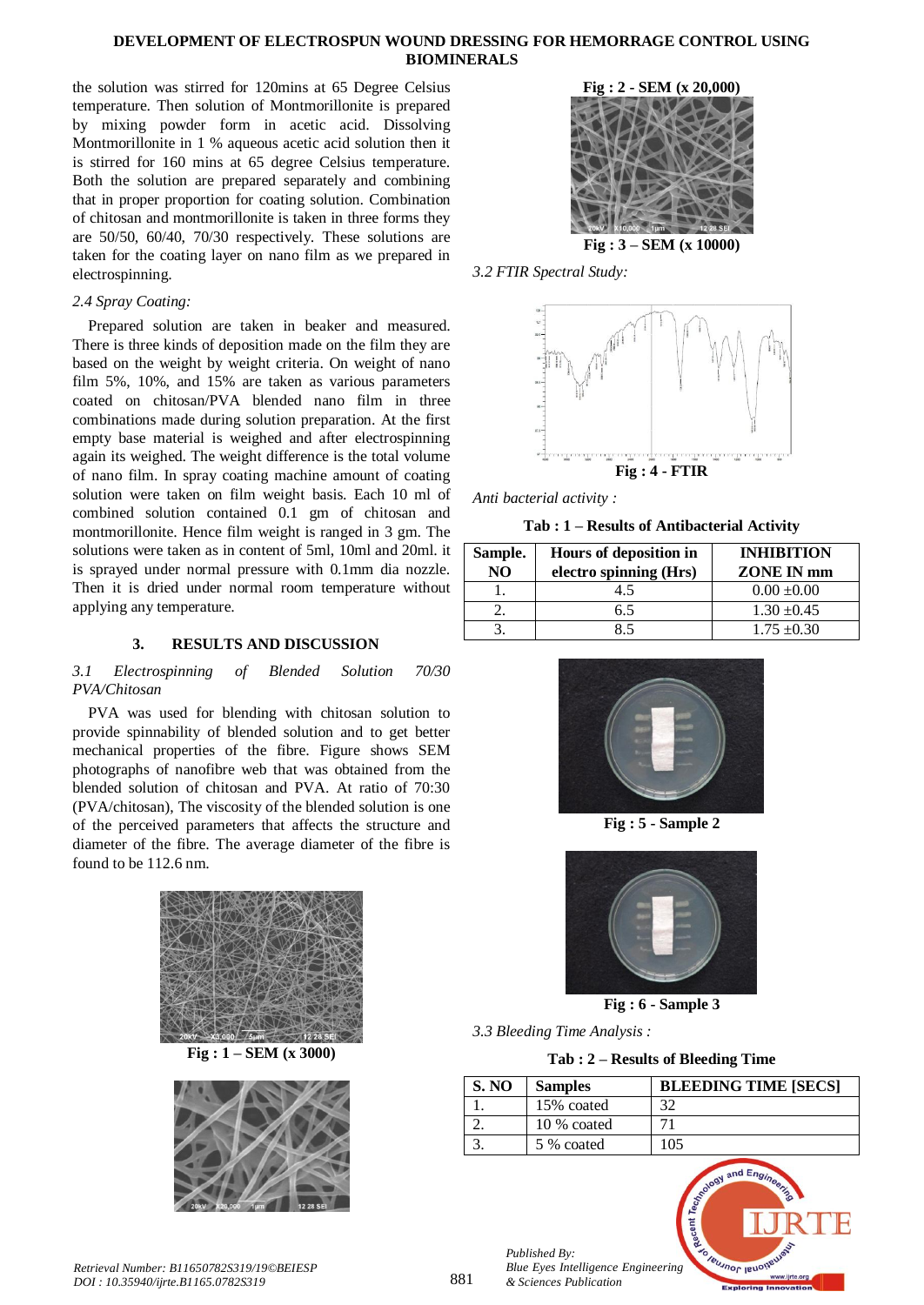the solution was stirred for 120mins at 65 Degree Celsius temperature. Then solution of Montmorillonite is prepared by mixing powder form in acetic acid. Dissolving Montmorillonite in 1 % aqueous acetic acid solution then it is stirred for 160 mins at 65 degree Celsius temperature. Both the solution are prepared separately and combining that in proper proportion for coating solution. Combination of chitosan and montmorillonite is taken in three forms they are 50/50, 60/40, 70/30 respectively. These solutions are taken for the coating layer on nano film as we prepared in electrospinning.

*2.4 Spray Coating:*

Prepared solution are taken in beaker and measured. There is three kinds of deposition made on the film they are based on the weight by weight criteria. On weight of nano film 5%, 10%, and 15% are taken as various parameters coated on chitosan/PVA blended nano film in three combinations made during solution preparation. At the first empty base material is weighed and after electrospinning again its weighed. The weight difference is the total volume of nano film. In spray coating machine amount of coating solution were taken on film weight basis. Each 10 ml of combined solution contained 0.1 gm of chitosan and montmorillonite. Hence film weight is ranged in 3 gm. The solutions were taken as in content of 5ml, 10ml and 20ml. it is sprayed under normal pressure with 0.1mm dia nozzle. Then it is dried under normal room temperature without applying any temperature.

## 3. RESULTS AND DISCUSSION

*3.1 Electrospinning of Blended Solution 70/30 PVA/Chitosan*

PVA was used for blending with chitosan solution to provide spinnability of blended solution and to get better mechanical properties of the fibre. Figure shows SEM photographs of nanofibre web that was obtained from the blended solution of chitosan and PVA. At ratio of 70:30 (PVA/chitosan), The viscosity of the blended solution is one of the perceived parameters that affects the structure and diameter of the fibre. The average diameter of the fibre is found to be 112.6 nm.

**Fig : 1 – SEM (x 3000)**

**Fig : 2 - SEM (x 20,000)**

**Fig : 3 – SEM (x 10000)**

*3.2 FTIR Spectral Study:*

**Fig : 4 - FTIR**

*Anti bacterial activity :*

**Tab : 1 – Results of Antibacterial Activity**

| Sample. NO | Hours of deposition in electro spinning (Hrs) | INHIBITION ZONE IN mm |
|---|---|---|
| 1. | 4.5 | 0.00 ±0.00 |
| 2. | 6.5 | 1.30 ±0.45 |
| 3. | 8.5 | 1.75 ±0.30 |

**Fig : 5 - Sample 2**

**Fig : 6 - Sample 3**

*3.3 Bleeding Time Analysis :*

**Tab : 2 – Results of Bleeding Time**

| S. NO | Samples | BLEEDING TIME [SECS] |
|---|---|---|
| 1. | 15% coated | 32 |
| 2. | 10 % coated | 71 |
| 3. | 5 % coated | 105 |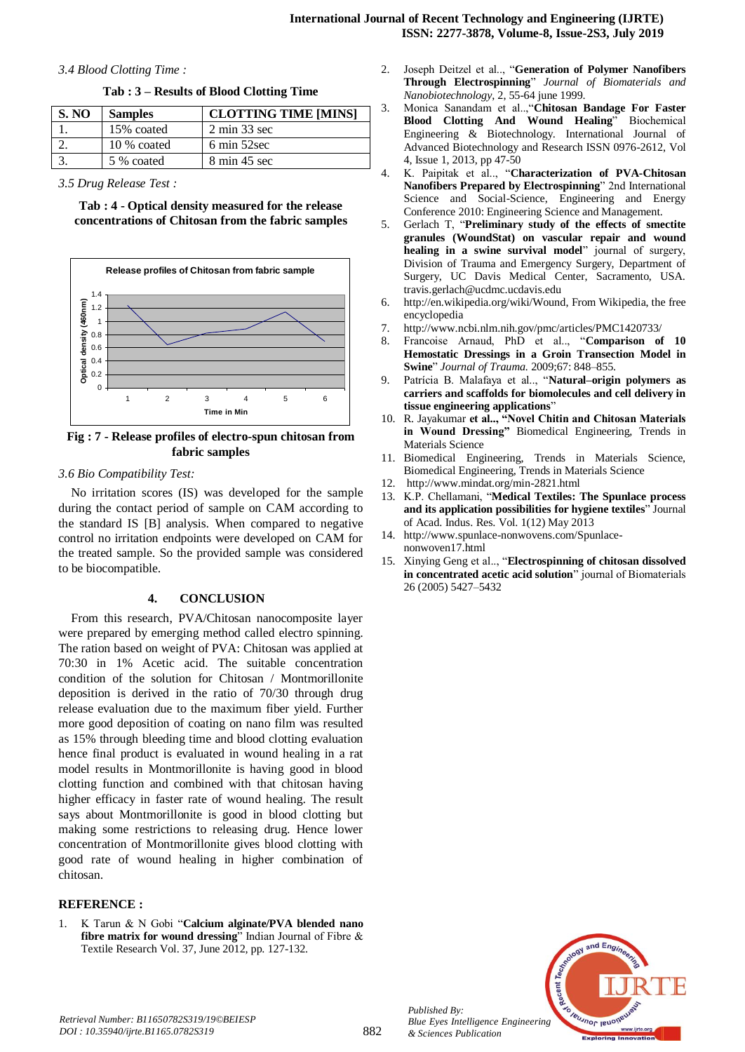*3.4 Blood Clotting Time :*

**Tab : 3 – Results of Blood Clotting Time**

| S. NO | Samples | CLOTTING TIME [MINS] |
|---|---|---|
| 1. | 15% coated | 2 min 33 sec |
| 2. | 10 % coated | 6 min 52sec |
| 3. | 5 % coated | 8 min 45 sec |

*3.5 Drug Release Test :*

**Tab : 4 - Optical density measured for the release concentrations of Chitosan from the fabric samples**

Release profiles of Chitosan from fabric sample

Optical density (460nm)

1.4
1.2
1
0.8
0.6
0.4
0.2
0

1 2 3 4 5 6

Time in Min

**Fig : 7 - Release profiles of electro-spun chitosan from fabric samples**

*3.6 Bio Compatibility Test:*

No irritation scores (IS) was developed for the sample during the contact period of sample on CAM according to the standard IS [B] analysis. When compared to negative control no irritation endpoints were developed on CAM for the treated sample. So the provided sample was considered to be biocompatible.

## 4. CONCLUSION

From this research, PVA/Chitosan nanocomposite layer were prepared by emerging method called electro spinning. The ration based on weight of PVA: Chitosan was applied at 70:30 in 1% Acetic acid. The suitable concentration condition of the solution for Chitosan / Montmorillonite deposition is derived in the ratio of 70/30 through drug release evaluation due to the maximum fiber yield. Further more good deposition of coating on nano film was resulted as 15% through bleeding time and blood clotting evaluation hence final product is evaluated in wound healing in a rat model results in Montmorillonite is having good in blood clotting function and combined with that chitosan having higher efficacy in faster rate of wound healing. The result says about Montmorillonite is good in blood clotting but making some restrictions to releasing drug. Hence lower concentration of Montmorillonite gives blood clotting with good rate of wound healing in higher combination of chitosan.

## REFERENCE :

1. K Tarun & N Gobi "**Calcium alginate/PVA blended nano fibre matrix for wound dressing**" Indian Journal of Fibre & Textile Research Vol. 37, June 2012, pp. 127-132.
2. Joseph Deitzel et al.., "**Generation of Polymer Nanofibers Through Electrospinning**" *Journal of Biomaterials and Nanobiotechnology*, 2, 55-64 june 1999.
3. Monica Sanandam et al..,"**Chitosan Bandage For Faster Blood Clotting And Wound Healing**" Biochemical Engineering & Biotechnology. International Journal of Advanced Biotechnology and Research ISSN 0976-2612, Vol 4, Issue 1, 2013, pp 47-50
4. K. Paipitak et al.., "**Characterization of PVA-Chitosan Nanofibers Prepared by Electrospinning**" 2nd International Science and Social-Science, Engineering and Energy Conference 2010: Engineering Science and Management.
5. Gerlach T, "**Preliminary study of the effects of smectite granules (WoundStat) on vascular repair and wound healing in a swine survival model**" journal of surgery, Division of Trauma and Emergency Surgery, Department of Surgery, UC Davis Medical Center, Sacramento, USA. travis.gerlach@ucdmc.ucdavis.edu
6. http://en.wikipedia.org/wiki/Wound, From Wikipedia, the free encyclopedia
7. http://www.ncbi.nlm.nih.gov/pmc/articles/PMC1420733/
8. Francoise Arnaud, PhD et al.., "**Comparison of 10 Hemostatic Dressings in a Groin Transection Model in Swine**" *Journal of Trauma.* 2009;67: 848–855.
9. Patrícia B. Malafaya et al.., "**Natural–origin polymers as carriers and scaffolds for biomolecules and cell delivery in tissue engineering applications**"
10. R. Jayakumar **et al.., "Novel Chitin and Chitosan Materials in Wound Dressing"** Biomedical Engineering, Trends in Materials Science
11. Biomedical Engineering, Trends in Materials Science, Biomedical Engineering, Trends in Materials Science
12. http://www.mindat.org/min-2821.html
13. K.P. Chellamani, "**Medical Textiles: The Spunlace process and its application possibilities for hygiene textiles**" Journal of Acad. Indus. Res. Vol. 1(12) May 2013
14. http://www.spunlace-nonwovens.com/Spunlace-nonwoven17.html
15. Xinying Geng et al.., "**Electrospinning of chitosan dissolved in concentrated acetic acid solution**" journal of Biomaterials 26 (2005) 5427–5432